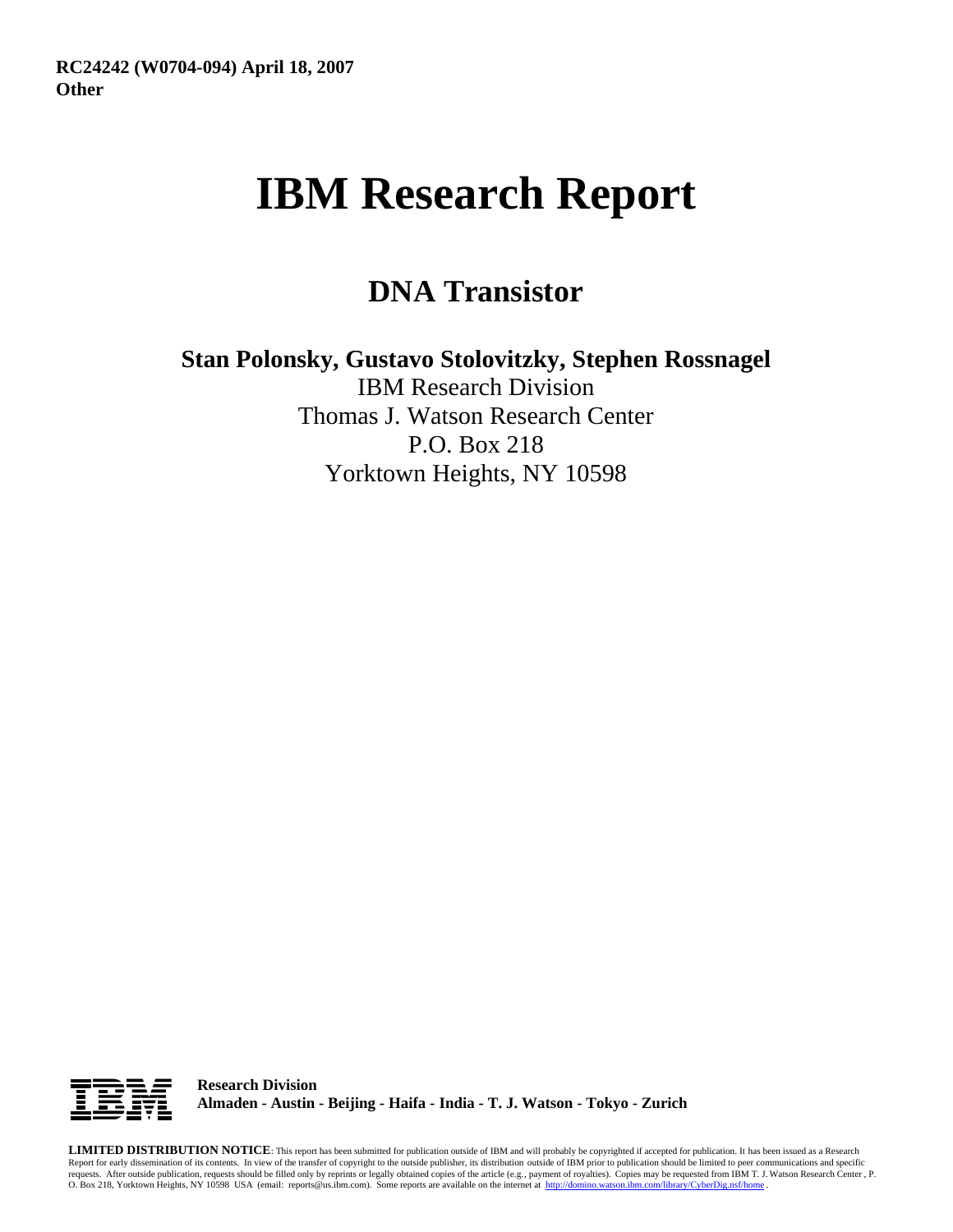**RC24242 (W0704-094) April 18, 2007**
**Other**

# IBM Research Report

## DNA Transistor

**Stan Polonsky, Gustavo Stolovitzky, Stephen Rossnagel**

IBM Research Division
Thomas J. Watson Research Center
P.O. Box 218
Yorktown Heights, NY 10598

**Research Division**
**Almaden - Austin - Beijing - Haifa - India - T. J. Watson - Tokyo - Zurich**

**LIMITED DISTRIBUTION NOTICE**: This report has been submitted for publication outside of IBM and will probably be copyrighted if accepted for publication. It has been issued as a Research Report for early dissemination of its contents. In view of the transfer of copyright to the outside publisher, its distribution outside of IBM prior to publication should be limited to peer communications and specific requests. After outside publication, requests should be filled only by reprints or legally obtained copies of the article (e.g., payment of royalties). Copies may be requested from IBM T. J. Watson Research Center , P. O. Box 218, Yorktown Heights, NY 10598 USA (email: reports@us.ibm.com). Some reports are available on the internet at http://domino.watson.ibm.com/library/CyberDig.nsf/home .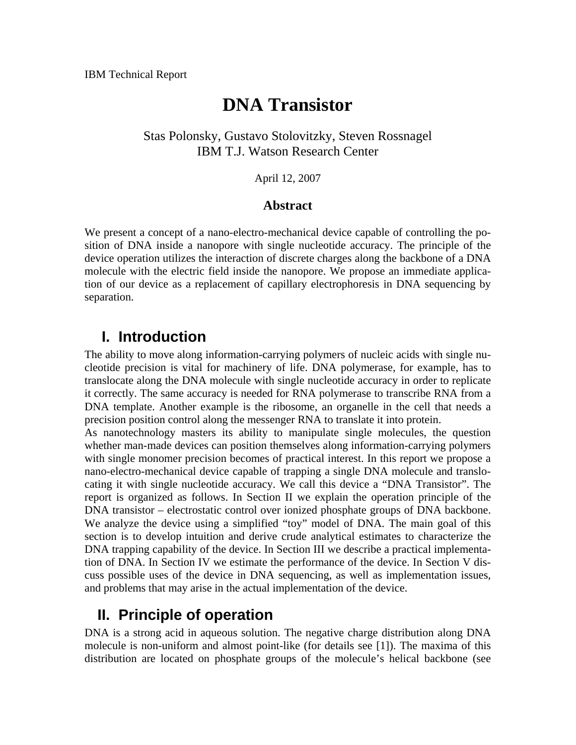IBM Technical Report

# DNA Transistor

Stas Polonsky, Gustavo Stolovitzky, Steven Rossnagel
IBM T.J. Watson Research Center

April 12, 2007

### Abstract

We present a concept of a nano-electro-mechanical device capable of controlling the position of DNA inside a nanopore with single nucleotide accuracy. The principle of the device operation utilizes the interaction of discrete charges along the backbone of a DNA molecule with the electric field inside the nanopore. We propose an immediate application of our device as a replacement of capillary electrophoresis in DNA sequencing by separation.

## I. Introduction

The ability to move along information-carrying polymers of nucleic acids with single nucleotide precision is vital for machinery of life. DNA polymerase, for example, has to translocate along the DNA molecule with single nucleotide accuracy in order to replicate it correctly. The same accuracy is needed for RNA polymerase to transcribe RNA from a DNA template. Another example is the ribosome, an organelle in the cell that needs a precision position control along the messenger RNA to translate it into protein.

As nanotechnology masters its ability to manipulate single molecules, the question whether man-made devices can position themselves along information-carrying polymers with single monomer precision becomes of practical interest. In this report we propose a nano-electro-mechanical device capable of trapping a single DNA molecule and translocating it with single nucleotide accuracy. We call this device a "DNA Transistor". The report is organized as follows. In Section II we explain the operation principle of the DNA transistor – electrostatic control over ionized phosphate groups of DNA backbone. We analyze the device using a simplified "toy" model of DNA. The main goal of this section is to develop intuition and derive crude analytical estimates to characterize the DNA trapping capability of the device. In Section III we describe a practical implementation of DNA. In Section IV we estimate the performance of the device. In Section V discuss possible uses of the device in DNA sequencing, as well as implementation issues, and problems that may arise in the actual implementation of the device.

## II. Principle of operation

DNA is a strong acid in aqueous solution. The negative charge distribution along DNA molecule is non-uniform and almost point-like (for details see [1]). The maxima of this distribution are located on phosphate groups of the molecule's helical backbone (see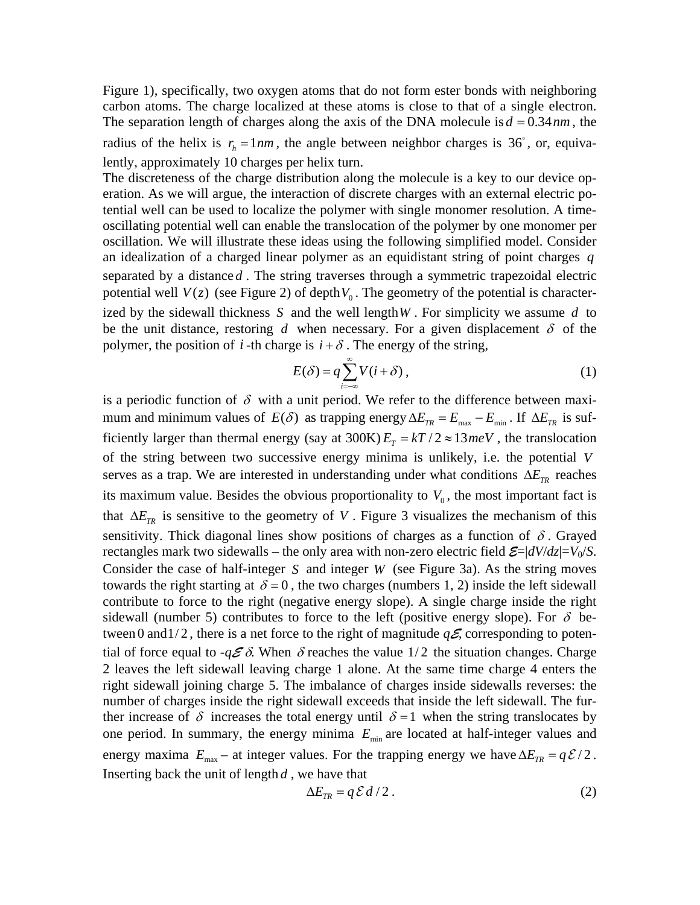Figure 1), specifically, two oxygen atoms that do not form ester bonds with neighboring carbon atoms. The charge localized at these atoms is close to that of a single electron. The separation length of charges along the axis of the DNA molecule is $d = 0.34\,nm$, the radius of the helix is $r_h = 1nm$, the angle between neighbor charges is $36^\circ$, or, equivalently, approximately 10 charges per helix turn.

The discreteness of the charge distribution along the molecule is a key to our device operation. As we will argue, the interaction of discrete charges with an external electric potential well can be used to localize the polymer with single monomer resolution. A time-oscillating potential well can enable the translocation of the polymer by one monomer per oscillation. We will illustrate these ideas using the following simplified model. Consider an idealization of a charged linear polymer as an equidistant string of point charges $q$ separated by a distance $d$. The string traverses through a symmetric trapezoidal electric potential well $V(z)$ (see Figure 2) of depth $V_0$. The geometry of the potential is characterized by the sidewall thickness $S$ and the well length $W$. For simplicity we assume $d$ to be the unit distance, restoring $d$ when necessary. For a given displacement $\delta$ of the polymer, the position of $i$-th charge is $i+\delta$. The energy of the string,

$$E(\delta) = q\sum_{i=-\infty}^{\infty} V(i+\delta)\,, \tag{1}$$

is a periodic function of $\delta$ with a unit period. We refer to the difference between maximum and minimum values of $E(\delta)$ as trapping energy $\Delta E_{TR} = E_{\max} - E_{\min}$. If $\Delta E_{TR}$ is sufficiently larger than thermal energy (say at 300K) $E_T = kT/2 \approx 13meV$, the translocation of the string between two successive energy minima is unlikely, i.e. the potential $V$ serves as a trap. We are interested in understanding under what conditions $\Delta E_{TR}$ reaches its maximum value. Besides the obvious proportionality to $V_0$, the most important fact is that $\Delta E_{TR}$ is sensitive to the geometry of $V$. Figure 3 visualizes the mechanism of this sensitivity. Thick diagonal lines show positions of charges as a function of $\delta$. Grayed rectangles mark two sidewalls – the only area with non-zero electric field $\mathcal{E}=|dV/dz|=V_0/S$. Consider the case of half-integer $S$ and integer $W$ (see Figure 3a). As the string moves towards the right starting at $\delta = 0$, the two charges (numbers 1, 2) inside the left sidewall contribute to force to the right (negative energy slope). A single charge inside the right sidewall (number 5) contributes to force to the left (positive energy slope). For $\delta$ between 0 and $1/2$, there is a net force to the right of magnitude $q\mathcal{E}$, corresponding to potential of force equal to $-q\mathcal{E}\,\delta$. When $\delta$ reaches the value $1/2$ the situation changes. Charge 2 leaves the left sidewall leaving charge 1 alone. At the same time charge 4 enters the right sidewall joining charge 5. The imbalance of charges inside sidewalls reverses: the number of charges inside the right sidewall exceeds that inside the left sidewall. The further increase of $\delta$ increases the total energy until $\delta = 1$ when the string translocates by one period. In summary, the energy minima $E_{\min}$ are located at half-integer values and energy maxima $E_{\max}$ – at integer values. For the trapping energy we have $\Delta E_{TR} = q\,\mathcal{E}/2$. Inserting back the unit of length $d$, we have that

$$\Delta E_{TR} = q\,\mathcal{E}\,d/2\,. \tag{2}$$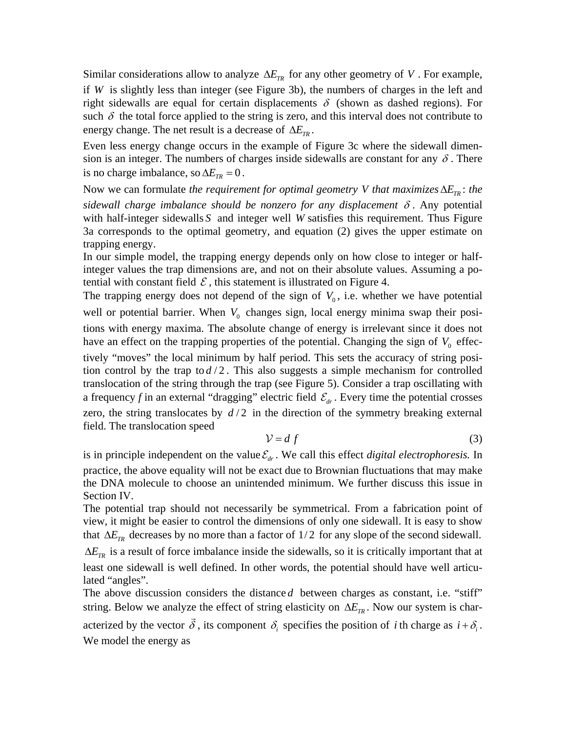Similar considerations allow to analyze $\Delta E_{TR}$ for any other geometry of $V$. For example, if $W$ is slightly less than integer (see Figure 3b), the numbers of charges in the left and right sidewalls are equal for certain displacements $\delta$ (shown as dashed regions). For such $\delta$ the total force applied to the string is zero, and this interval does not contribute to energy change. The net result is a decrease of $\Delta E_{TR}$.

Even less energy change occurs in the example of Figure 3c where the sidewall dimension is an integer. The numbers of charges inside sidewalls are constant for any $\delta$. There is no charge imbalance, so $\Delta E_{TR} = 0$.

Now we can formulate *the requirement for optimal geometry V that maximizes* $\Delta E_{TR}$: *the sidewall charge imbalance should be nonzero for any displacement* $\delta$. Any potential with half-integer sidewalls $S$ and integer well $W$ satisfies this requirement. Thus Figure 3a corresponds to the optimal geometry, and equation (2) gives the upper estimate on trapping energy.

In our simple model, the trapping energy depends only on how close to integer or half-integer values the trap dimensions are, and not on their absolute values. Assuming a potential with constant field $\mathcal{E}$, this statement is illustrated on Figure 4.

The trapping energy does not depend of the sign of $V_0$, i.e. whether we have potential well or potential barrier. When $V_0$ changes sign, local energy minima swap their positions with energy maxima. The absolute change of energy is irrelevant since it does not have an effect on the trapping properties of the potential. Changing the sign of $V_0$ effectively "moves" the local minimum by half period. This sets the accuracy of string position control by the trap to $d/2$. This also suggests a simple mechanism for controlled translocation of the string through the trap (see Figure 5). Consider a trap oscillating with a frequency *f* in an external "dragging" electric field $\mathcal{E}_{dr}$. Every time the potential crosses zero, the string translocates by $d/2$ in the direction of the symmetry breaking external field. The translocation speed

$$\mathcal{V} = d\, f \tag{3}$$

is in principle independent on the value $\mathcal{E}_{dr}$. We call this effect *digital electrophoresis.* In practice, the above equality will not be exact due to Brownian fluctuations that may make the DNA molecule to choose an unintended minimum. We further discuss this issue in Section IV.

The potential trap should not necessarily be symmetrical. From a fabrication point of view, it might be easier to control the dimensions of only one sidewall. It is easy to show that $\Delta E_{TR}$ decreases by no more than a factor of $1/2$ for any slope of the second sidewall. $\Delta E_{TR}$ is a result of force imbalance inside the sidewalls, so it is critically important that at least one sidewall is well defined. In other words, the potential should have well articulated "angles".

The above discussion considers the distance $d$ between charges as constant, i.e. "stiff" string. Below we analyze the effect of string elasticity on $\Delta E_{TR}$. Now our system is characterized by the vector $\vec{\delta}$, its component $\delta_i$ specifies the position of $i$th charge as $i + \delta_i$. We model the energy as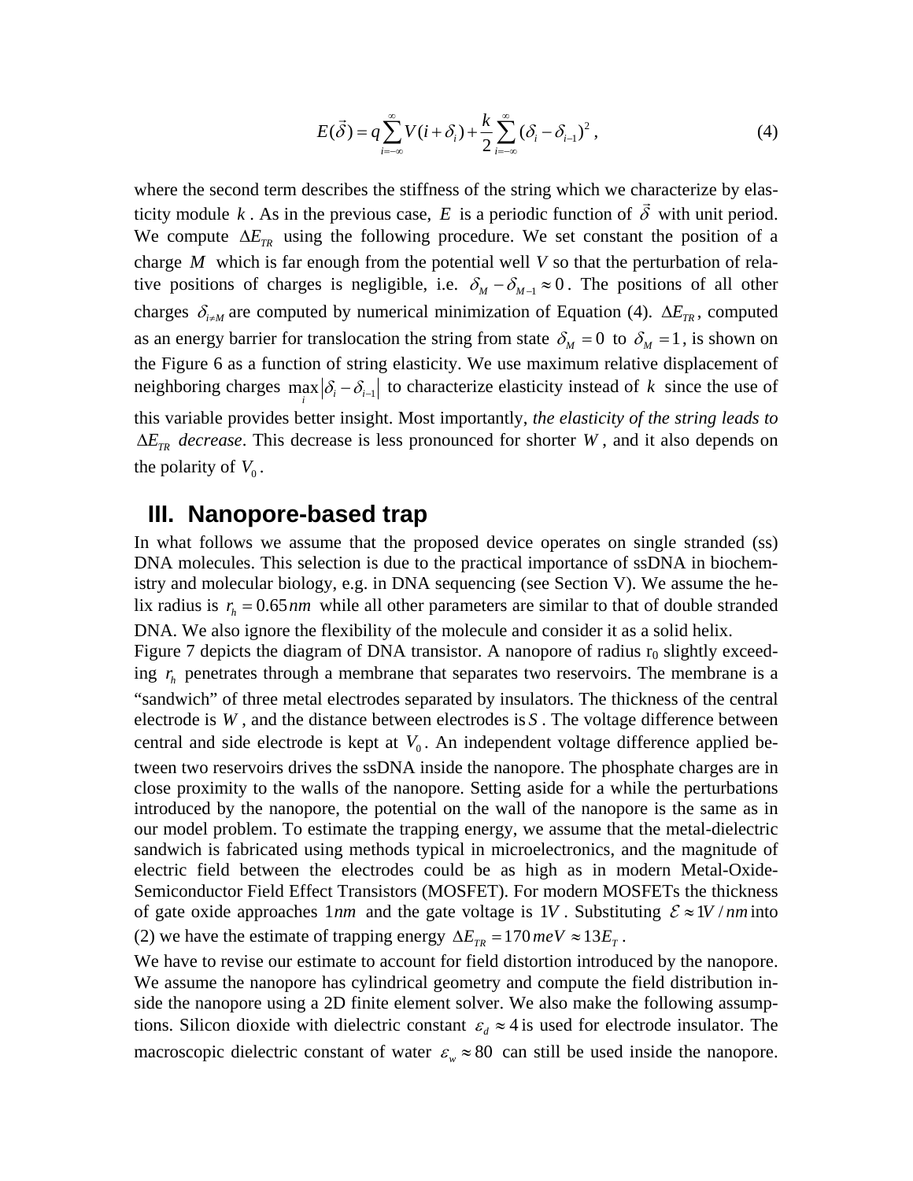$$E(\vec{\delta}) = q\sum_{i=-\infty}^{\infty} V(i+\delta_i) + \frac{k}{2}\sum_{i=-\infty}^{\infty}(\delta_i - \delta_{i-1})^2 , \qquad (4)$$

where the second term describes the stiffness of the string which we characterize by elasticity module $k$ . As in the previous case, $E$ is a periodic function of $\vec{\delta}$ with unit period. We compute $\Delta E_{TR}$ using the following procedure. We set constant the position of a charge $M$ which is far enough from the potential well $V$ so that the perturbation of relative positions of charges is negligible, i.e. $\delta_M - \delta_{M-1} \approx 0$ . The positions of all other charges $\delta_{i \neq M}$ are computed by numerical minimization of Equation (4). $\Delta E_{TR}$ , computed as an energy barrier for translocation the string from state $\delta_M = 0$ to $\delta_M = 1$ , is shown on the Figure 6 as a function of string elasticity. We use maximum relative displacement of neighboring charges $\max_i |\delta_i - \delta_{i-1}|$ to characterize elasticity instead of $k$ since the use of this variable provides better insight. Most importantly, *the elasticity of the string leads to* $\Delta E_{TR}$ *decrease*. This decrease is less pronounced for shorter $W$ , and it also depends on the polarity of $V_0$ .

## III. Nanopore-based trap

In what follows we assume that the proposed device operates on single stranded (ss) DNA molecules. This selection is due to the practical importance of ssDNA in biochemistry and molecular biology, e.g. in DNA sequencing (see Section V). We assume the helix radius is $r_h = 0.65\,nm$ while all other parameters are similar to that of double stranded DNA. We also ignore the flexibility of the molecule and consider it as a solid helix.

Figure 7 depicts the diagram of DNA transistor. A nanopore of radius $r_0$ slightly exceeding $r_h$ penetrates through a membrane that separates two reservoirs. The membrane is a "sandwich" of three metal electrodes separated by insulators. The thickness of the central electrode is $W$ , and the distance between electrodes is $S$ . The voltage difference between central and side electrode is kept at $V_0$ . An independent voltage difference applied between two reservoirs drives the ssDNA inside the nanopore. The phosphate charges are in close proximity to the walls of the nanopore. Setting aside for a while the perturbations introduced by the nanopore, the potential on the wall of the nanopore is the same as in our model problem. To estimate the trapping energy, we assume that the metal-dielectric sandwich is fabricated using methods typical in microelectronics, and the magnitude of electric field between the electrodes could be as high as in modern Metal-Oxide-Semiconductor Field Effect Transistors (MOSFET). For modern MOSFETs the thickness of gate oxide approaches $1nm$ and the gate voltage is $1V$ . Substituting $\mathcal{E} \approx 1V/nm$ into (2) we have the estimate of trapping energy $\Delta E_{TR} = 170\,meV \approx 13 E_T$ .

We have to revise our estimate to account for field distortion introduced by the nanopore. We assume the nanopore has cylindrical geometry and compute the field distribution inside the nanopore using a 2D finite element solver. We also make the following assumptions. Silicon dioxide with dielectric constant $\varepsilon_d \approx 4$ is used for electrode insulator. The macroscopic dielectric constant of water $\varepsilon_w \approx 80$ can still be used inside the nanopore.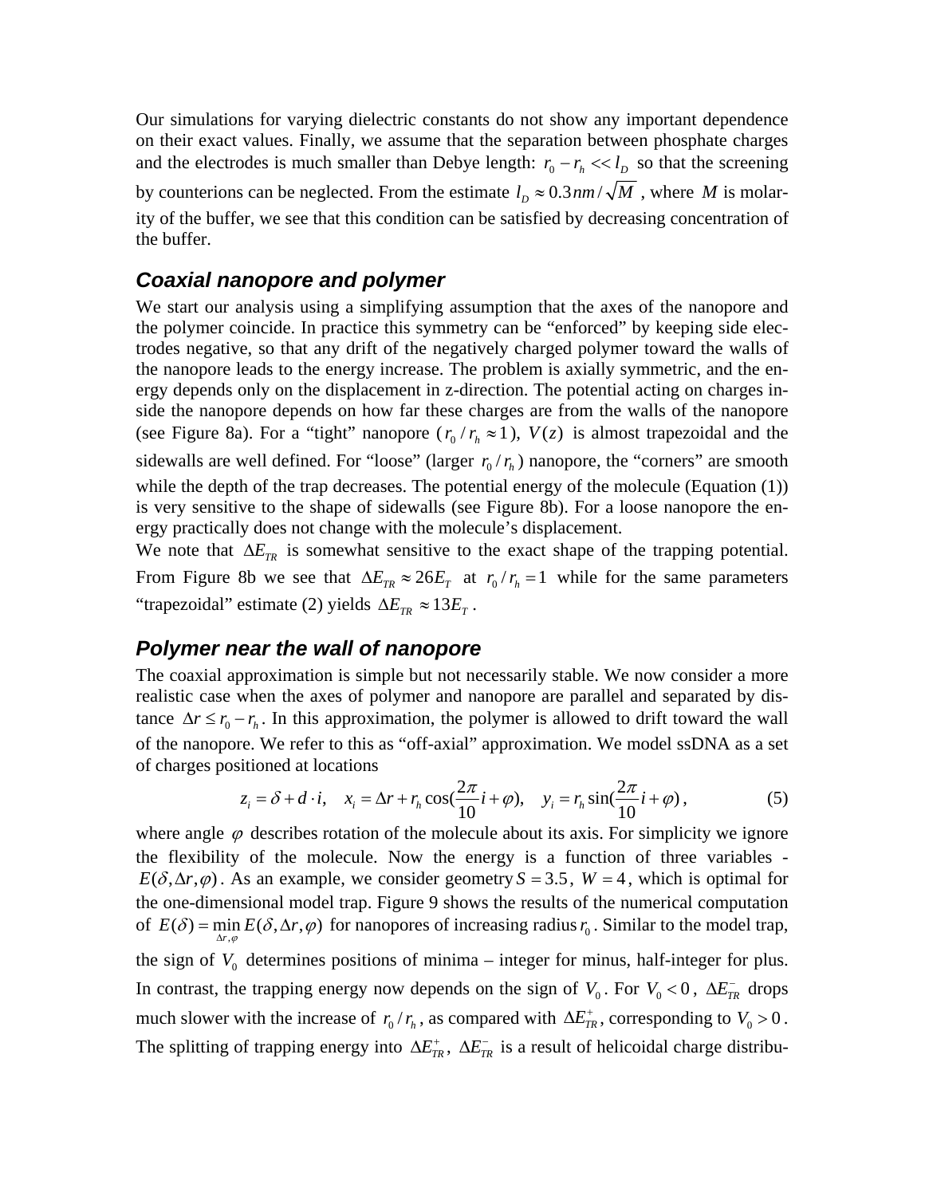Our simulations for varying dielectric constants do not show any important dependence on their exact values. Finally, we assume that the separation between phosphate charges and the electrodes is much smaller than Debye length: $r_0 - r_h << l_D$ so that the screening by counterions can be neglected. From the estimate $l_D \approx 0.3nm/\sqrt{M}$ , where $M$ is molarity of the buffer, we see that this condition can be satisfied by decreasing concentration of the buffer.

## *Coaxial nanopore and polymer*

We start our analysis using a simplifying assumption that the axes of the nanopore and the polymer coincide. In practice this symmetry can be "enforced" by keeping side electrodes negative, so that any drift of the negatively charged polymer toward the walls of the nanopore leads to the energy increase. The problem is axially symmetric, and the energy depends only on the displacement in z-direction. The potential acting on charges inside the nanopore depends on how far these charges are from the walls of the nanopore (see Figure 8a). For a "tight" nanopore ($r_0 / r_h \approx 1$), $V(z)$ is almost trapezoidal and the sidewalls are well defined. For "loose" (larger $r_0 / r_h$) nanopore, the "corners" are smooth while the depth of the trap decreases. The potential energy of the molecule (Equation (1)) is very sensitive to the shape of sidewalls (see Figure 8b). For a loose nanopore the energy practically does not change with the molecule's displacement.

We note that $\Delta E_{TR}$ is somewhat sensitive to the exact shape of the trapping potential. From Figure 8b we see that $\Delta E_{TR} \approx 26 E_T$ at $r_0 / r_h = 1$ while for the same parameters "trapezoidal" estimate (2) yields $\Delta E_{TR} \approx 13 E_T$ .

## *Polymer near the wall of nanopore*

The coaxial approximation is simple but not necessarily stable. We now consider a more realistic case when the axes of polymer and nanopore are parallel and separated by distance $\Delta r \le r_0 - r_h$. In this approximation, the polymer is allowed to drift toward the wall of the nanopore. We refer to this as "off-axial" approximation. We model ssDNA as a set of charges positioned at locations

$$z_i = \delta + d \cdot i, \quad x_i = \Delta r + r_h \cos(\frac{2\pi}{10} i + \varphi), \quad y_i = r_h \sin(\frac{2\pi}{10} i + \varphi), \tag{5}$$

where angle $\varphi$ describes rotation of the molecule about its axis. For simplicity we ignore the flexibility of the molecule. Now the energy is a function of three variables - $E(\delta, \Delta r, \varphi)$. As an example, we consider geometry $S = 3.5$, $W = 4$, which is optimal for the one-dimensional model trap. Figure 9 shows the results of the numerical computation of $E(\delta) = \min_{\Delta r, \varphi} E(\delta, \Delta r, \varphi)$ for nanopores of increasing radius $r_0$. Similar to the model trap, the sign of $V_0$ determines positions of minima – integer for minus, half-integer for plus. In contrast, the trapping energy now depends on the sign of $V_0$. For $V_0 < 0$, $\Delta E_{TR}^{-}$ drops much slower with the increase of $r_0 / r_h$, as compared with $\Delta E_{TR}^{+}$, corresponding to $V_0 > 0$. The splitting of trapping energy into $\Delta E_{TR}^{+}$, $\Delta E_{TR}^{-}$ is a result of helicoidal charge distribu-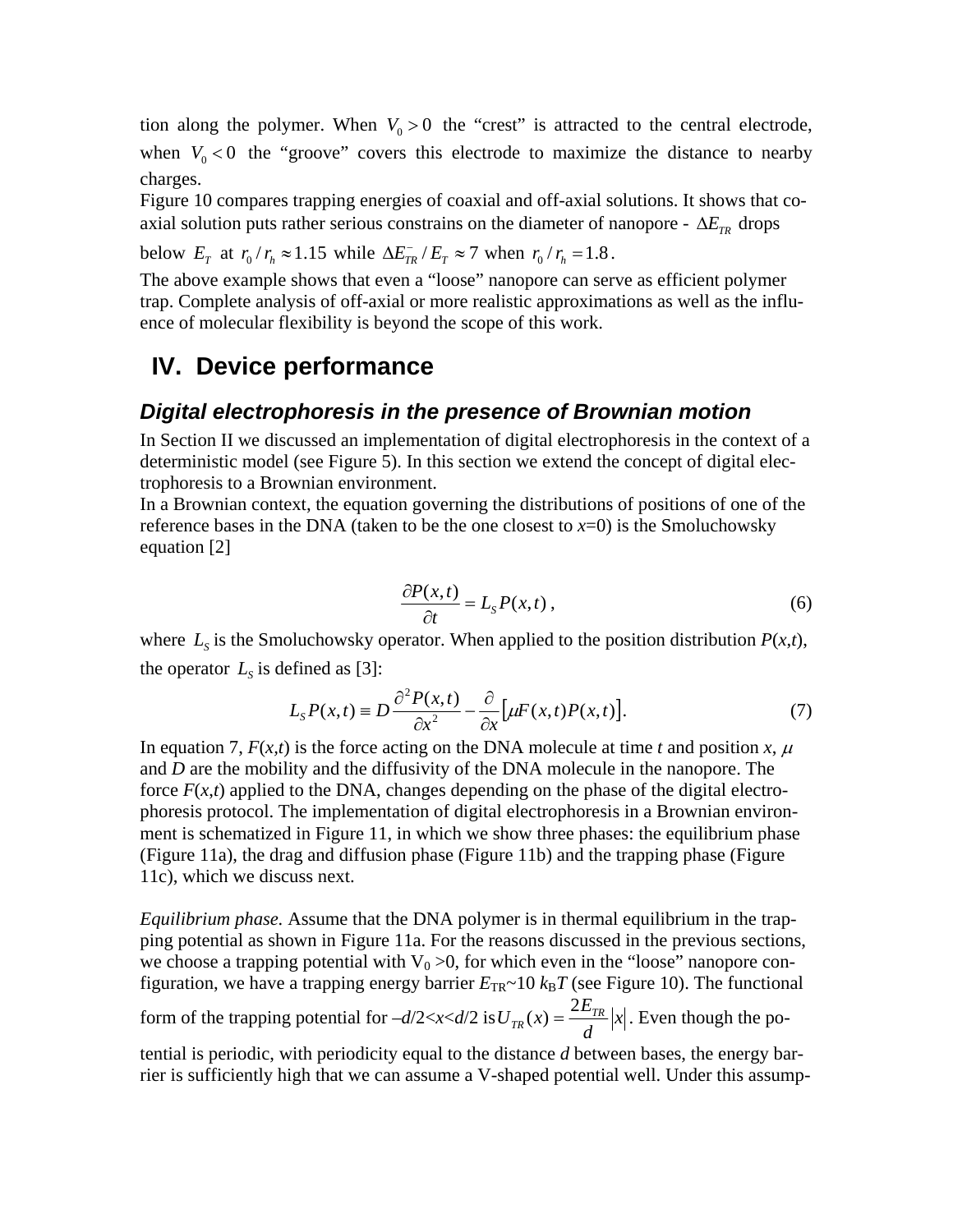tion along the polymer. When $V_0 > 0$ the "crest" is attracted to the central electrode, when $V_0 < 0$ the "groove" covers this electrode to maximize the distance to nearby charges.

Figure 10 compares trapping energies of coaxial and off-axial solutions. It shows that coaxial solution puts rather serious constrains on the diameter of nanopore - $\Delta E_{TR}$ drops below $E_T$ at $r_0 / r_h \approx 1.15$ while $\Delta E_{TR}^- / E_T \approx 7$ when $r_0 / r_h = 1.8$.

The above example shows that even a "loose" nanopore can serve as efficient polymer trap. Complete analysis of off-axial or more realistic approximations as well as the influence of molecular flexibility is beyond the scope of this work.

# IV. Device performance

### *Digital electrophoresis in the presence of Brownian motion*

In Section II we discussed an implementation of digital electrophoresis in the context of a deterministic model (see Figure 5). In this section we extend the concept of digital electrophoresis to a Brownian environment.

In a Brownian context, the equation governing the distributions of positions of one of the reference bases in the DNA (taken to be the one closest to *x*=0) is the Smoluchowsky equation [2]

$$\frac{\partial P(x,t)}{\partial t} = L_S P(x,t)\,, \tag{6}$$

where $L_S$ is the Smoluchowsky operator. When applied to the position distribution $P(x,t)$, the operator $L_S$ is defined as [3]:

$$L_S P(x,t) \equiv D\frac{\partial^2 P(x,t)}{\partial x^2} - \frac{\partial}{\partial x}\left[\mu F(x,t) P(x,t)\right]. \tag{7}$$

In equation 7, $F(x,t)$ is the force acting on the DNA molecule at time $t$ and position $x$, $\mu$ and $D$ are the mobility and the diffusivity of the DNA molecule in the nanopore. The force $F(x,t)$ applied to the DNA, changes depending on the phase of the digital electrophoresis protocol. The implementation of digital electrophoresis in a Brownian environment is schematized in Figure 11, in which we show three phases: the equilibrium phase (Figure 11a), the drag and diffusion phase (Figure 11b) and the trapping phase (Figure 11c), which we discuss next.

*Equilibrium phase.* Assume that the DNA polymer is in thermal equilibrium in the trapping potential as shown in Figure 11a. For the reasons discussed in the previous sections, we choose a trapping potential with $V_0 > 0$, for which even in the "loose" nanopore configuration, we have a trapping energy barrier $E_{TR} \sim 10\, k_B T$ (see Figure 10). The functional form of the trapping potential for $-d/2 < x < d/2$ is $U_{TR}(x) = \frac{2E_{TR}}{d}|x|$. Even though the potential is periodic, with periodicity equal to the distance $d$ between bases, the energy barrier is sufficiently high that we can assume a V-shaped potential well. Under this assump-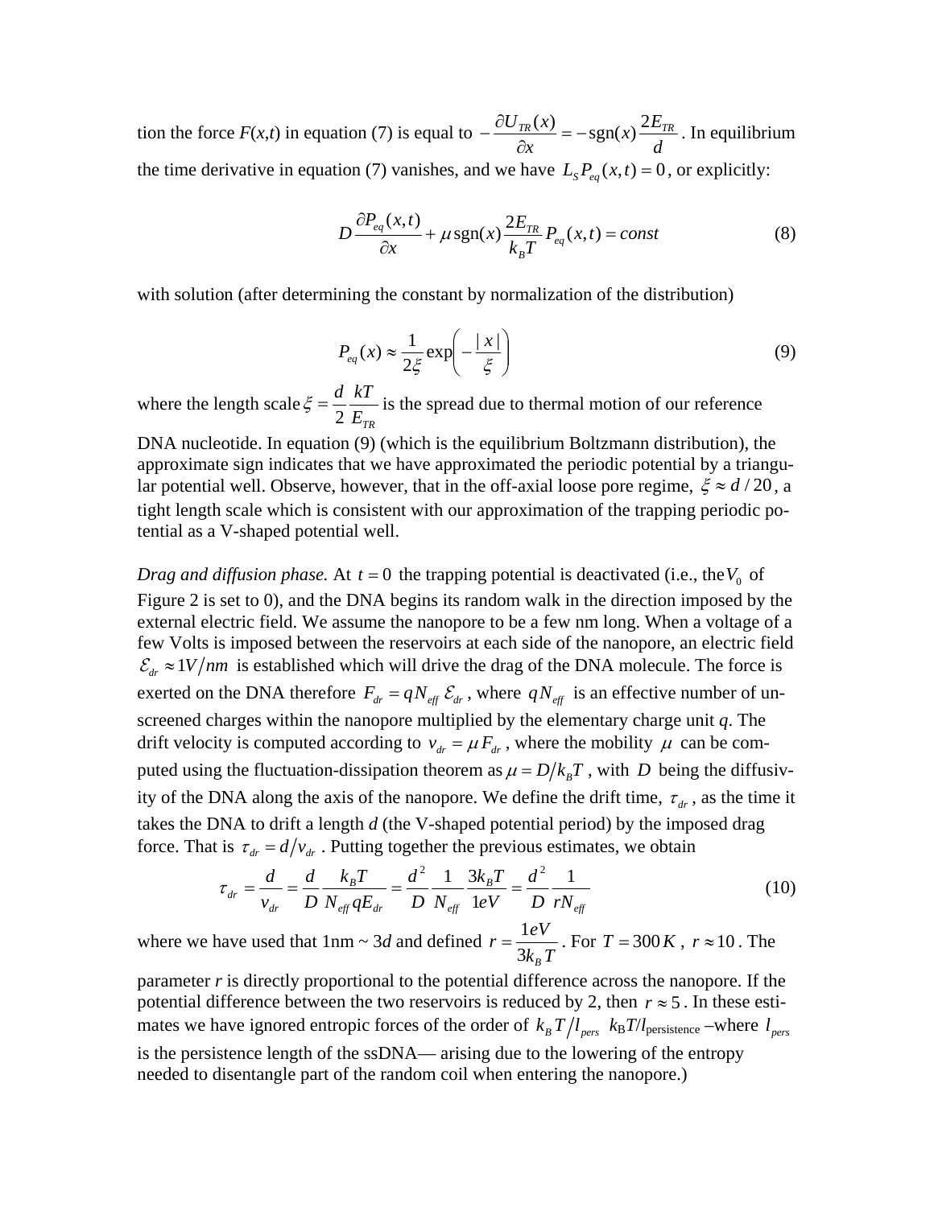tion the force $F(x,t)$ in equation (7) is equal to $-\frac{\partial U_{TR}(x)}{\partial x} = -\text{sgn}(x)\frac{2E_{TR}}{d}$. In equilibrium the time derivative in equation (7) vanishes, and we have $L_S P_{eq}(x,t) = 0$, or explicitly:

$$D\frac{\partial P_{eq}(x,t)}{\partial x} + \mu\,\text{sgn}(x)\frac{2E_{TR}}{k_B T}P_{eq}(x,t) = const \tag{8}$$

with solution (after determining the constant by normalization of the distribution)

$$P_{eq}(x) \approx \frac{1}{2\xi}\exp\left(-\frac{|x|}{\xi}\right) \tag{9}$$

where the length scale $\xi = \frac{d}{2}\frac{kT}{E_{TR}}$ is the spread due to thermal motion of our reference DNA nucleotide. In equation (9) (which is the equilibrium Boltzmann distribution), the approximate sign indicates that we have approximated the periodic potential by a triangular potential well. Observe, however, that in the off-axial loose pore regime, $\xi \approx d/20$, a tight length scale which is consistent with our approximation of the trapping periodic potential as a V-shaped potential well.

*Drag and diffusion phase.* At $t = 0$ the trapping potential is deactivated (i.e., the $V_0$ of Figure 2 is set to 0), and the DNA begins its random walk in the direction imposed by the external electric field. We assume the nanopore to be a few nm long. When a voltage of a few Volts is imposed between the reservoirs at each side of the nanopore, an electric field $\mathcal{E}_{dr} \approx 1V/nm$ is established which will drive the drag of the DNA molecule. The force is exerted on the DNA therefore $F_{dr} = qN_{eff}\,\mathcal{E}_{dr}$, where $qN_{eff}$ is an effective number of unscreened charges within the nanopore multiplied by the elementary charge unit $q$. The drift velocity is computed according to $v_{dr} = \mu F_{dr}$, where the mobility $\mu$ can be computed using the fluctuation-dissipation theorem as $\mu = D/k_B T$, with $D$ being the diffusivity of the DNA along the axis of the nanopore. We define the drift time, $\tau_{dr}$, as the time it takes the DNA to drift a length $d$ (the V-shaped potential period) by the imposed drag force. That is $\tau_{dr} = d/v_{dr}$. Putting together the previous estimates, we obtain

$$\tau_{dr} = \frac{d}{v_{dr}} = \frac{d}{D}\frac{k_B T}{N_{eff}\,qE_{dr}} = \frac{d^2}{D}\frac{1}{N_{eff}}\frac{3k_B T}{1eV} = \frac{d^2}{D}\frac{1}{rN_{eff}} \tag{10}$$

where we have used that 1nm ~ 3$d$ and defined $r = \frac{1eV}{3k_B T}$. For $T = 300K$, $r \approx 10$. The parameter $r$ is directly proportional to the potential difference across the nanopore. If the potential difference between the two reservoirs is reduced by 2, then $r \approx 5$. In these estimates we have ignored entropic forces of the order of $k_B T/l_{pers}$ $k_B T/l_{\text{persistence}}$ –where $l_{pers}$ is the persistence length of the ssDNA— arising due to the lowering of the entropy needed to disentangle part of the random coil when entering the nanopore.)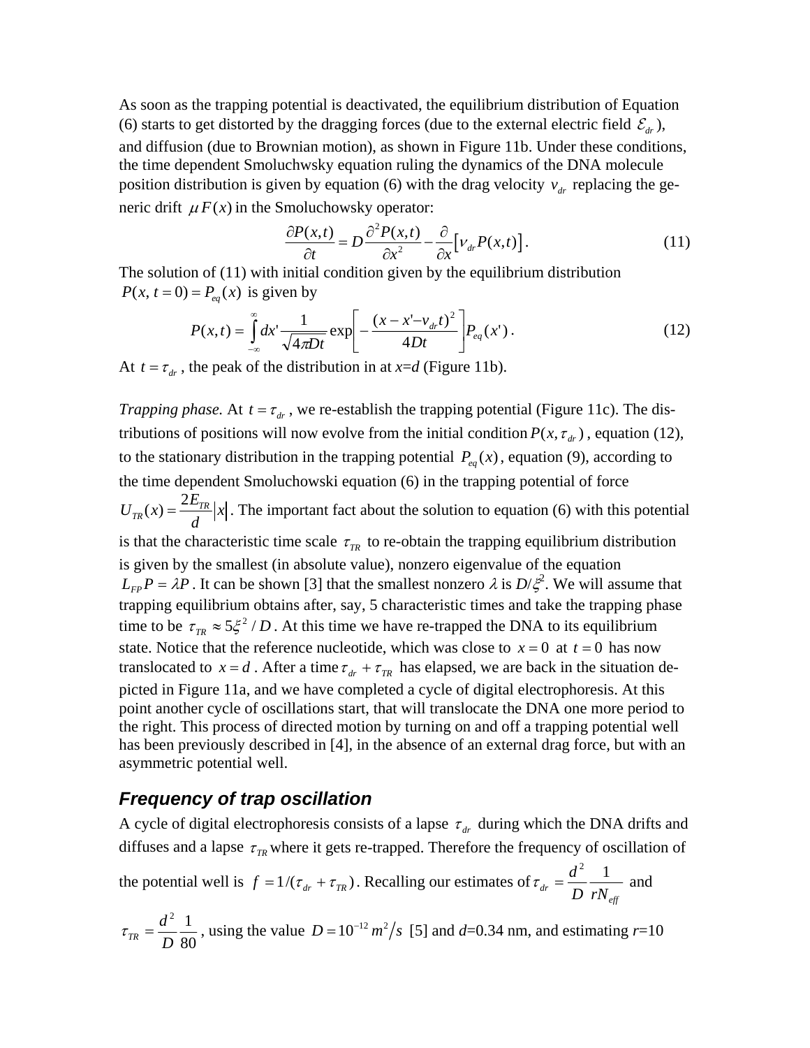As soon as the trapping potential is deactivated, the equilibrium distribution of Equation (6) starts to get distorted by the dragging forces (due to the external electric field $\mathcal{E}_{dr}$), and diffusion (due to Brownian motion), as shown in Figure 11b. Under these conditions, the time dependent Smoluchwsky equation ruling the dynamics of the DNA molecule position distribution is given by equation (6) with the drag velocity $v_{dr}$ replacing the generic drift $\mu F(x)$ in the Smoluchowsky operator:

$$\frac{\partial P(x,t)}{\partial t} = D\frac{\partial^2 P(x,t)}{\partial x^2} - \frac{\partial}{\partial x}\left[v_{dr}P(x,t)\right]. \tag{11}$$

The solution of (11) with initial condition given by the equilibrium distribution $P(x,\, t=0) = P_{eq}(x)$ is given by

$$P(x,t) = \int_{-\infty}^{\infty} dx' \frac{1}{\sqrt{4\pi Dt}} \exp\left[-\frac{(x-x'-v_{dr}t)^2}{4Dt}\right] P_{eq}(x')\,. \tag{12}$$

At $t = \tau_{dr}$, the peak of the distribution in at $x$=$d$ (Figure 11b).

*Trapping phase.* At $t = \tau_{dr}$, we re-establish the trapping potential (Figure 11c). The distributions of positions will now evolve from the initial condition $P(x,\tau_{dr})$, equation (12), to the stationary distribution in the trapping potential $P_{eq}(x)$, equation (9), according to the time dependent Smoluchowski equation (6) in the trapping potential of force $U_{TR}(x) = \frac{2E_{TR}}{d}|x|$. The important fact about the solution to equation (6) with this potential is that the characteristic time scale $\tau_{TR}$ to re-obtain the trapping equilibrium distribution is given by the smallest (in absolute value), nonzero eigenvalue of the equation $L_{FP}P = \lambda P$. It can be shown [3] that the smallest nonzero $\lambda$ is $D/\xi^2$. We will assume that trapping equilibrium obtains after, say, 5 characteristic times and take the trapping phase time to be $\tau_{TR} \approx 5\xi^2/D$. At this time we have re-trapped the DNA to its equilibrium state. Notice that the reference nucleotide, which was close to $x=0$ at $t=0$ has now translocated to $x=d$. After a time $\tau_{dr} + \tau_{TR}$ has elapsed, we are back in the situation depicted in Figure 11a, and we have completed a cycle of digital electrophoresis. At this point another cycle of oscillations start, that will translocate the DNA one more period to the right. This process of directed motion by turning on and off a trapping potential well has been previously described in [4], in the absence of an external drag force, but with an asymmetric potential well.

## Frequency of trap oscillation

A cycle of digital electrophoresis consists of a lapse $\tau_{dr}$ during which the DNA drifts and diffuses and a lapse $\tau_{TR}$ where it gets re-trapped. Therefore the frequency of oscillation of the potential well is $f = 1/(\tau_{dr} + \tau_{TR})$. Recalling our estimates of $\tau_{dr} = \frac{d^2}{D}\frac{1}{rN_{eff}}$ and $\tau_{TR} = \frac{d^2}{D}\frac{1}{80}$, using the value $D = 10^{-12}\, m^2/s$ [5] and $d$=0.34 nm, and estimating $r$=10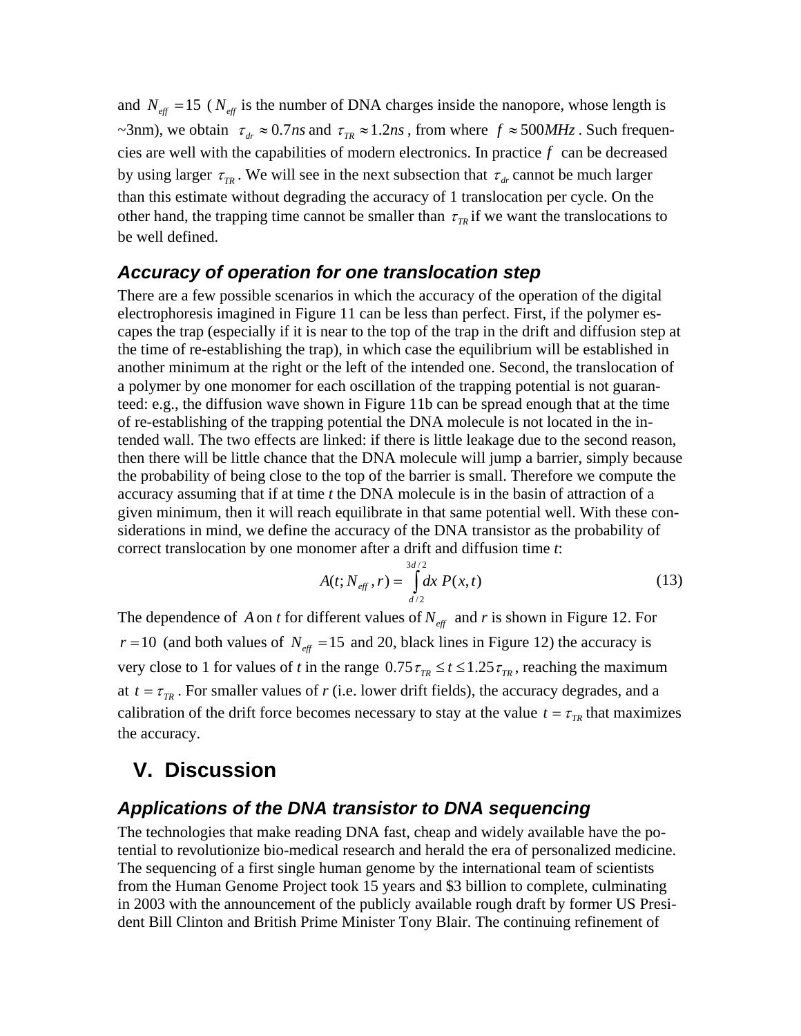and $N_{eff} = 15$ ($N_{eff}$ is the number of DNA charges inside the nanopore, whose length is ~3nm), we obtain $\tau_{dr} \approx 0.7ns$ and $\tau_{TR} \approx 1.2ns$, from where $f \approx 500MHz$. Such frequencies are well with the capabilities of modern electronics. In practice $f$ can be decreased by using larger $\tau_{TR}$. We will see in the next subsection that $\tau_{dr}$ cannot be much larger than this estimate without degrading the accuracy of 1 translocation per cycle. On the other hand, the trapping time cannot be smaller than $\tau_{TR}$ if we want the translocations to be well defined.

### *Accuracy of operation for one translocation step*

There are a few possible scenarios in which the accuracy of the operation of the digital electrophoresis imagined in Figure 11 can be less than perfect. First, if the polymer escapes the trap (especially if it is near to the top of the trap in the drift and diffusion step at the time of re-establishing the trap), in which case the equilibrium will be established in another minimum at the right or the left of the intended one. Second, the translocation of a polymer by one monomer for each oscillation of the trapping potential is not guaranteed: e.g., the diffusion wave shown in Figure 11b can be spread enough that at the time of re-establishing of the trapping potential the DNA molecule is not located in the intended wall. The two effects are linked: if there is little leakage due to the second reason, then there will be little chance that the DNA molecule will jump a barrier, simply because the probability of being close to the top of the barrier is small. Therefore we compute the accuracy assuming that if at time *t* the DNA molecule is in the basin of attraction of a given minimum, then it will reach equilibrate in that same potential well. With these considerations in mind, we define the accuracy of the DNA transistor as the probability of correct translocation by one monomer after a drift and diffusion time *t*:

$$A(t; N_{eff}, r) = \int_{d/2}^{3d/2} dx\, P(x,t) \tag{13}$$

The dependence of $A$ on *t* for different values of $N_{eff}$ and *r* is shown in Figure 12. For $r = 10$ (and both values of $N_{eff} = 15$ and 20, black lines in Figure 12) the accuracy is very close to 1 for values of *t* in the range $0.75\tau_{TR} \le t \le 1.25\tau_{TR}$, reaching the maximum at $t = \tau_{TR}$. For smaller values of *r* (i.e. lower drift fields), the accuracy degrades, and a calibration of the drift force becomes necessary to stay at the value $t = \tau_{TR}$ that maximizes the accuracy.

## V. Discussion

### *Applications of the DNA transistor to DNA sequencing*

The technologies that make reading DNA fast, cheap and widely available have the potential to revolutionize bio-medical research and herald the era of personalized medicine. The sequencing of a first single human genome by the international team of scientists from the Human Genome Project took 15 years and $3 billion to complete, culminating in 2003 with the announcement of the publicly available rough draft by former US President Bill Clinton and British Prime Minister Tony Blair. The continuing refinement of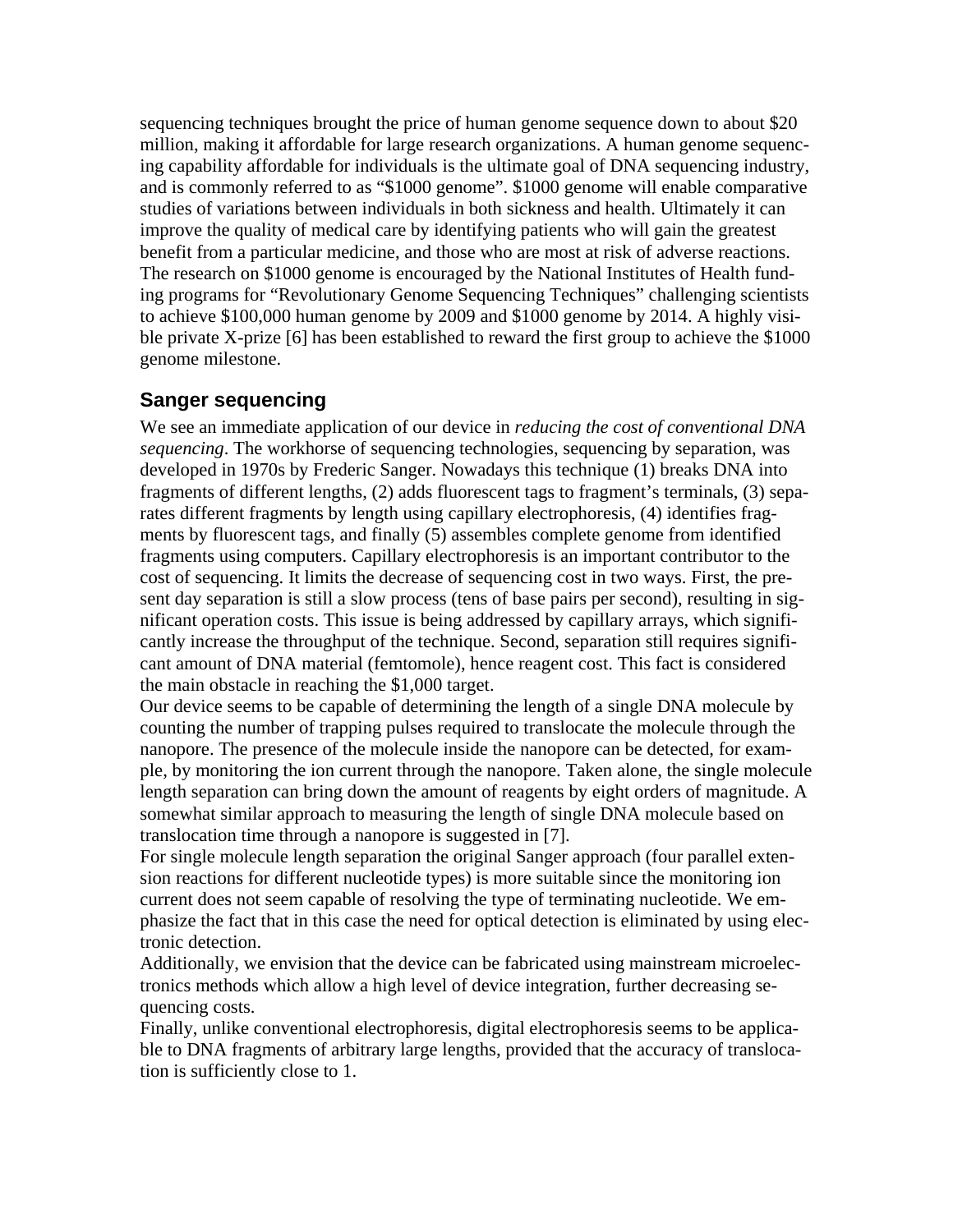sequencing techniques brought the price of human genome sequence down to about $20 million, making it affordable for large research organizations. A human genome sequencing capability affordable for individuals is the ultimate goal of DNA sequencing industry, and is commonly referred to as "$1000 genome". $1000 genome will enable comparative studies of variations between individuals in both sickness and health. Ultimately it can improve the quality of medical care by identifying patients who will gain the greatest benefit from a particular medicine, and those who are most at risk of adverse reactions. The research on $1000 genome is encouraged by the National Institutes of Health funding programs for "Revolutionary Genome Sequencing Techniques" challenging scientists to achieve $100,000 human genome by 2009 and $1000 genome by 2014. A highly visible private X-prize [6] has been established to reward the first group to achieve the $1000 genome milestone.

## Sanger sequencing

We see an immediate application of our device in *reducing the cost of conventional DNA sequencing*. The workhorse of sequencing technologies, sequencing by separation, was developed in 1970s by Frederic Sanger. Nowadays this technique (1) breaks DNA into fragments of different lengths, (2) adds fluorescent tags to fragment's terminals, (3) separates different fragments by length using capillary electrophoresis, (4) identifies fragments by fluorescent tags, and finally (5) assembles complete genome from identified fragments using computers. Capillary electrophoresis is an important contributor to the cost of sequencing. It limits the decrease of sequencing cost in two ways. First, the present day separation is still a slow process (tens of base pairs per second), resulting in significant operation costs. This issue is being addressed by capillary arrays, which significantly increase the throughput of the technique. Second, separation still requires significant amount of DNA material (femtomole), hence reagent cost. This fact is considered the main obstacle in reaching the $1,000 target.

Our device seems to be capable of determining the length of a single DNA molecule by counting the number of trapping pulses required to translocate the molecule through the nanopore. The presence of the molecule inside the nanopore can be detected, for example, by monitoring the ion current through the nanopore. Taken alone, the single molecule length separation can bring down the amount of reagents by eight orders of magnitude. A somewhat similar approach to measuring the length of single DNA molecule based on translocation time through a nanopore is suggested in [7].

For single molecule length separation the original Sanger approach (four parallel extension reactions for different nucleotide types) is more suitable since the monitoring ion current does not seem capable of resolving the type of terminating nucleotide. We emphasize the fact that in this case the need for optical detection is eliminated by using electronic detection.

Additionally, we envision that the device can be fabricated using mainstream microelectronics methods which allow a high level of device integration, further decreasing sequencing costs.

Finally, unlike conventional electrophoresis, digital electrophoresis seems to be applicable to DNA fragments of arbitrary large lengths, provided that the accuracy of translocation is sufficiently close to 1.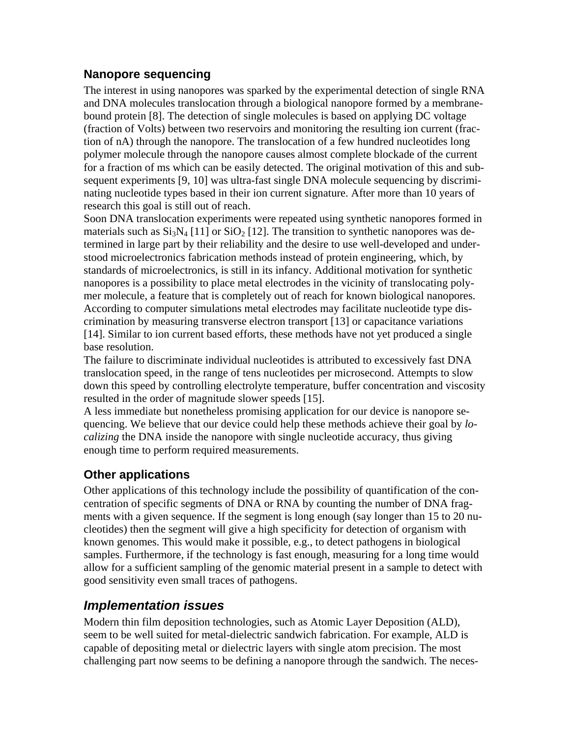## Nanopore sequencing

The interest in using nanopores was sparked by the experimental detection of single RNA and DNA molecules translocation through a biological nanopore formed by a membrane-bound protein [8]. The detection of single molecules is based on applying DC voltage (fraction of Volts) between two reservoirs and monitoring the resulting ion current (fraction of nA) through the nanopore. The translocation of a few hundred nucleotides long polymer molecule through the nanopore causes almost complete blockade of the current for a fraction of ms which can be easily detected. The original motivation of this and subsequent experiments [9, 10] was ultra-fast single DNA molecule sequencing by discriminating nucleotide types based in their ion current signature. After more than 10 years of research this goal is still out of reach.

Soon DNA translocation experiments were repeated using synthetic nanopores formed in materials such as $Si_3N_4$ [11] or $SiO_2$ [12]. The transition to synthetic nanopores was determined in large part by their reliability and the desire to use well-developed and understood microelectronics fabrication methods instead of protein engineering, which, by standards of microelectronics, is still in its infancy. Additional motivation for synthetic nanopores is a possibility to place metal electrodes in the vicinity of translocating polymer molecule, a feature that is completely out of reach for known biological nanopores. According to computer simulations metal electrodes may facilitate nucleotide type discrimination by measuring transverse electron transport [13] or capacitance variations [14]. Similar to ion current based efforts, these methods have not yet produced a single base resolution.

The failure to discriminate individual nucleotides is attributed to excessively fast DNA translocation speed, in the range of tens nucleotides per microsecond. Attempts to slow down this speed by controlling electrolyte temperature, buffer concentration and viscosity resulted in the order of magnitude slower speeds [15].

A less immediate but nonetheless promising application for our device is nanopore sequencing. We believe that our device could help these methods achieve their goal by *localizing* the DNA inside the nanopore with single nucleotide accuracy, thus giving enough time to perform required measurements.

## Other applications

Other applications of this technology include the possibility of quantification of the concentration of specific segments of DNA or RNA by counting the number of DNA fragments with a given sequence. If the segment is long enough (say longer than 15 to 20 nucleotides) then the segment will give a high specificity for detection of organism with known genomes. This would make it possible, e.g., to detect pathogens in biological samples. Furthermore, if the technology is fast enough, measuring for a long time would allow for a sufficient sampling of the genomic material present in a sample to detect with good sensitivity even small traces of pathogens.

## *Implementation issues*

Modern thin film deposition technologies, such as Atomic Layer Deposition (ALD), seem to be well suited for metal-dielectric sandwich fabrication. For example, ALD is capable of depositing metal or dielectric layers with single atom precision. The most challenging part now seems to be defining a nanopore through the sandwich. The neces-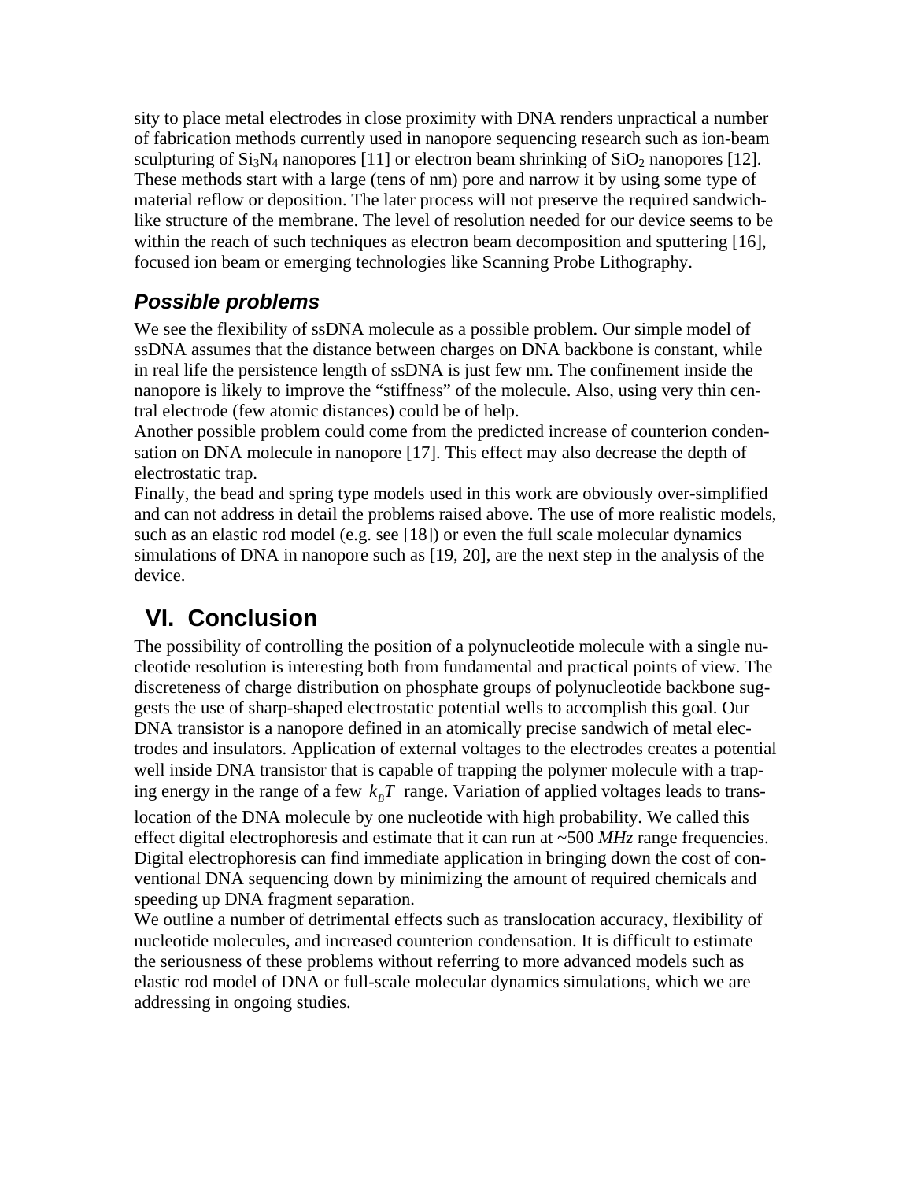sity to place metal electrodes in close proximity with DNA renders unpractical a number of fabrication methods currently used in nanopore sequencing research such as ion-beam sculpturing of $Si_3N_4$ nanopores [11] or electron beam shrinking of $SiO_2$ nanopores [12]. These methods start with a large (tens of nm) pore and narrow it by using some type of material reflow or deposition. The later process will not preserve the required sandwich-like structure of the membrane. The level of resolution needed for our device seems to be within the reach of such techniques as electron beam decomposition and sputtering [16], focused ion beam or emerging technologies like Scanning Probe Lithography.

### *Possible problems*

We see the flexibility of ssDNA molecule as a possible problem. Our simple model of ssDNA assumes that the distance between charges on DNA backbone is constant, while in real life the persistence length of ssDNA is just few nm. The confinement inside the nanopore is likely to improve the "stiffness" of the molecule. Also, using very thin central electrode (few atomic distances) could be of help.
Another possible problem could come from the predicted increase of counterion condensation on DNA molecule in nanopore [17]. This effect may also decrease the depth of electrostatic trap.
Finally, the bead and spring type models used in this work are obviously over-simplified and can not address in detail the problems raised above. The use of more realistic models, such as an elastic rod model (e.g. see [18]) or even the full scale molecular dynamics simulations of DNA in nanopore such as [19, 20], are the next step in the analysis of the device.

## VI. Conclusion

The possibility of controlling the position of a polynucleotide molecule with a single nucleotide resolution is interesting both from fundamental and practical points of view. The discreteness of charge distribution on phosphate groups of polynucleotide backbone suggests the use of sharp-shaped electrostatic potential wells to accomplish this goal. Our DNA transistor is a nanopore defined in an atomically precise sandwich of metal electrodes and insulators. Application of external voltages to the electrodes creates a potential well inside DNA transistor that is capable of trapping the polymer molecule with a trapping energy in the range of a few $k_BT$ range. Variation of applied voltages leads to translocation of the DNA molecule by one nucleotide with high probability. We called this effect digital electrophoresis and estimate that it can run at ~500 *MHz* range frequencies. Digital electrophoresis can find immediate application in bringing down the cost of conventional DNA sequencing down by minimizing the amount of required chemicals and speeding up DNA fragment separation.
We outline a number of detrimental effects such as translocation accuracy, flexibility of nucleotide molecules, and increased counterion condensation. It is difficult to estimate the seriousness of these problems without referring to more advanced models such as elastic rod model of DNA or full-scale molecular dynamics simulations, which we are addressing in ongoing studies.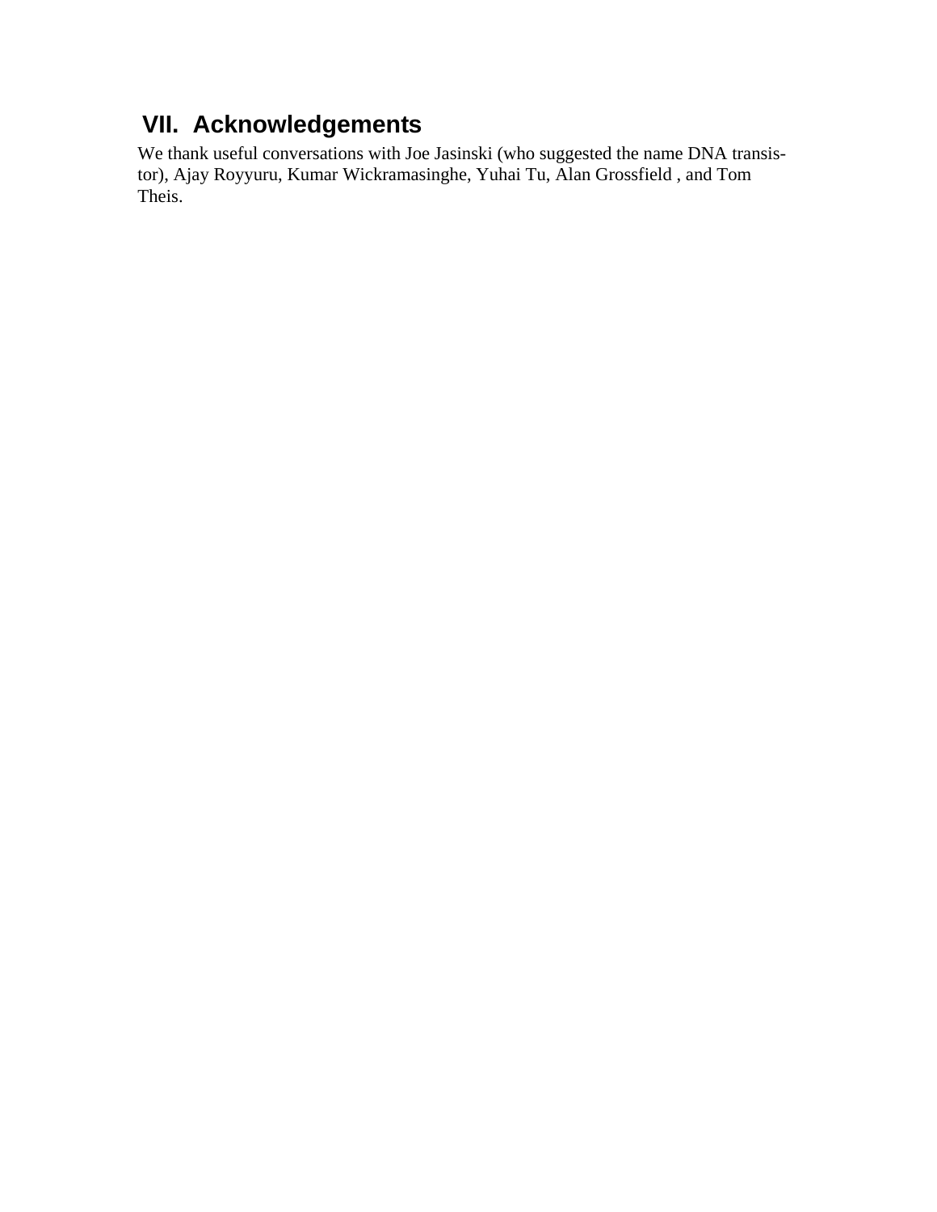## VII. Acknowledgements

We thank useful conversations with Joe Jasinski (who suggested the name DNA transistor), Ajay Royyuru, Kumar Wickramasinghe, Yuhai Tu, Alan Grossfield , and Tom Theis.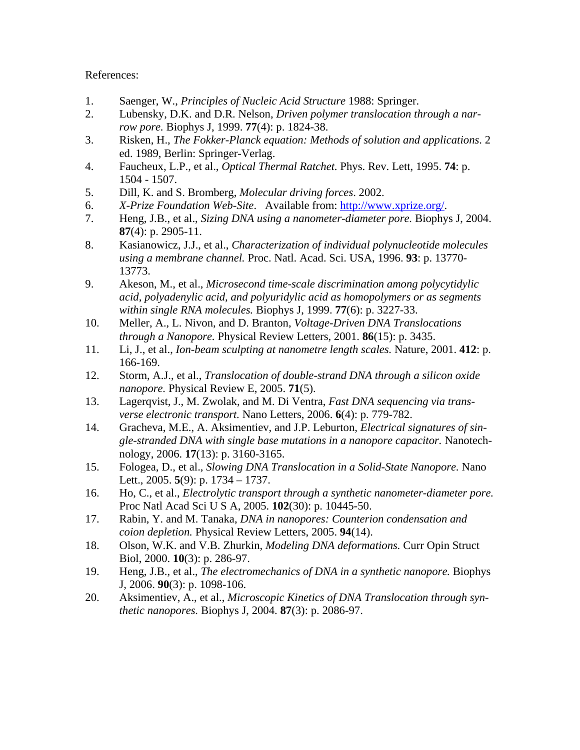References:

1. Saenger, W., *Principles of Nucleic Acid Structure* 1988: Springer.
2. Lubensky, D.K. and D.R. Nelson, *Driven polymer translocation through a narrow pore.* Biophys J, 1999. **77**(4): p. 1824-38.
3. Risken, H., *The Fokker-Planck equation: Methods of solution and applications*. 2 ed. 1989, Berlin: Springer-Verlag.
4. Faucheux, L.P., et al., *Optical Thermal Ratchet.* Phys. Rev. Lett, 1995. **74**: p. 1504 - 1507.
5. Dill, K. and S. Bromberg, *Molecular driving forces*. 2002.
6. *X-Prize Foundation Web-Site*. Available from: http://www.xprize.org/.
7. Heng, J.B., et al., *Sizing DNA using a nanometer-diameter pore.* Biophys J, 2004. **87**(4): p. 2905-11.
8. Kasianowicz, J.J., et al., *Characterization of individual polynucleotide molecules using a membrane channel.* Proc. Natl. Acad. Sci. USA, 1996. **93**: p. 13770-13773.
9. Akeson, M., et al., *Microsecond time-scale discrimination among polycytidylic acid, polyadenylic acid, and polyuridylic acid as homopolymers or as segments within single RNA molecules.* Biophys J, 1999. **77**(6): p. 3227-33.
10. Meller, A., L. Nivon, and D. Branton, *Voltage-Driven DNA Translocations through a Nanopore.* Physical Review Letters, 2001. **86**(15): p. 3435.
11. Li, J., et al., *Ion-beam sculpting at nanometre length scales.* Nature, 2001. **412**: p. 166-169.
12. Storm, A.J., et al., *Translocation of double-strand DNA through a silicon oxide nanopore.* Physical Review E, 2005. **71**(5).
13. Lagerqvist, J., M. Zwolak, and M. Di Ventra, *Fast DNA sequencing via transverse electronic transport.* Nano Letters, 2006. **6**(4): p. 779-782.
14. Gracheva, M.E., A. Aksimentiev, and J.P. Leburton, *Electrical signatures of single-stranded DNA with single base mutations in a nanopore capacitor.* Nanotechnology, 2006. **17**(13): p. 3160-3165.
15. Fologea, D., et al., *Slowing DNA Translocation in a Solid-State Nanopore.* Nano Lett., 2005. **5**(9): p. 1734 – 1737.
16. Ho, C., et al., *Electrolytic transport through a synthetic nanometer-diameter pore.* Proc Natl Acad Sci U S A, 2005. **102**(30): p. 10445-50.
17. Rabin, Y. and M. Tanaka, *DNA in nanopores: Counterion condensation and coion depletion.* Physical Review Letters, 2005. **94**(14).
18. Olson, W.K. and V.B. Zhurkin, *Modeling DNA deformations.* Curr Opin Struct Biol, 2000. **10**(3): p. 286-97.
19. Heng, J.B., et al., *The electromechanics of DNA in a synthetic nanopore.* Biophys J, 2006. **90**(3): p. 1098-106.
20. Aksimentiev, A., et al., *Microscopic Kinetics of DNA Translocation through synthetic nanopores.* Biophys J, 2004. **87**(3): p. 2086-97.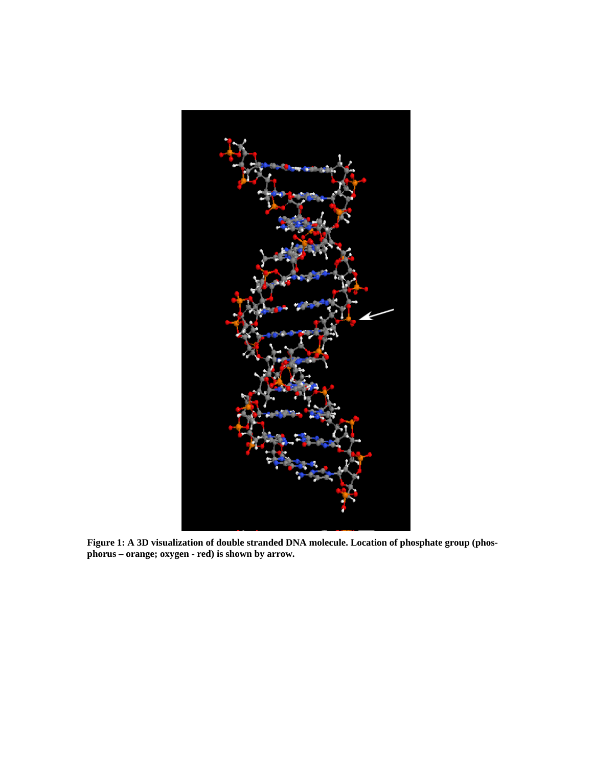**Figure 1: A 3D visualization of double stranded DNA molecule. Location of phosphate group (phosphorus – orange; oxygen - red) is shown by arrow.**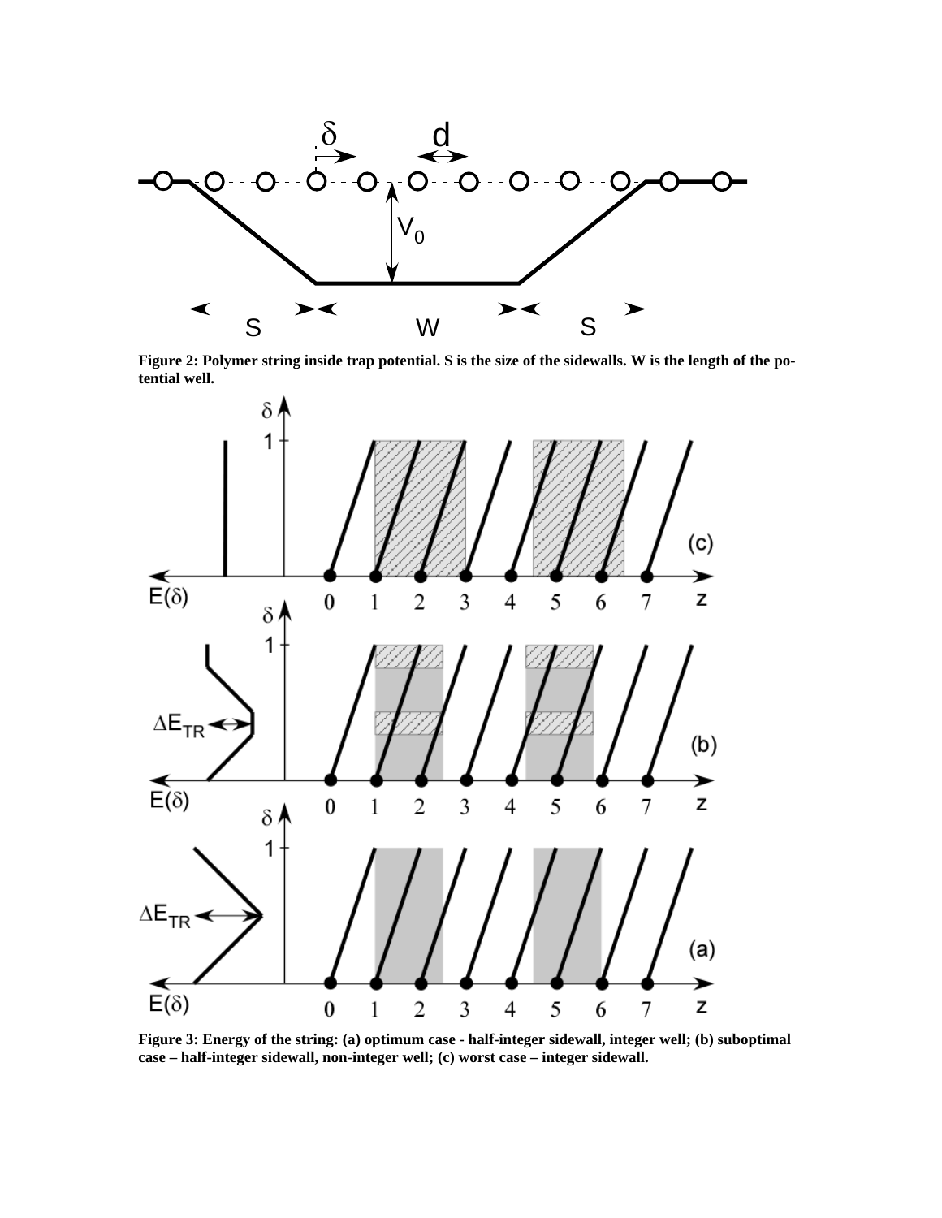**Figure 2: Polymer string inside trap potential. S is the size of the sidewalls. W is the length of the potential well.**

**Figure 3: Energy of the string: (a) optimum case - half-integer sidewall, integer well; (b) suboptimal case – half-integer sidewall, non-integer well; (c) worst case – integer sidewall.**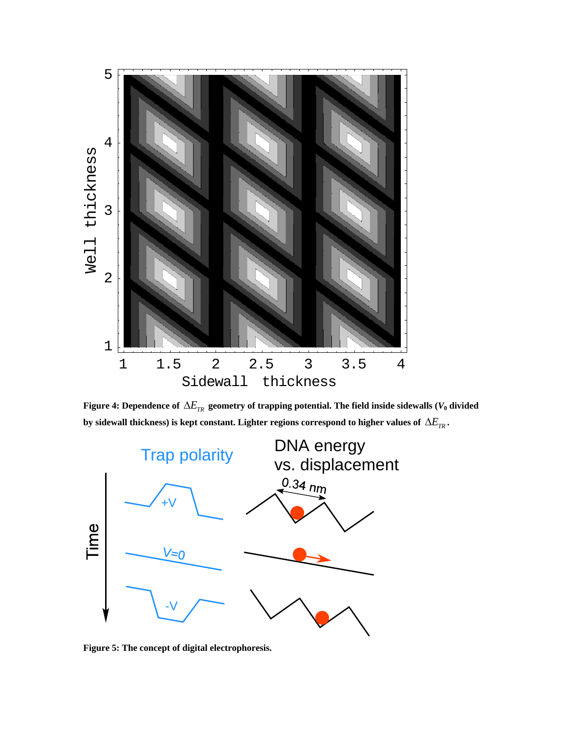**Figure 4: Dependence of $\Delta E_{TR}$ geometry of trapping potential. The field inside sidewalls ($V_0$ divided by sidewall thickness) is kept constant. Lighter regions correspond to higher values of $\Delta E_{TR}$.**

**Figure 5: The concept of digital electrophoresis.**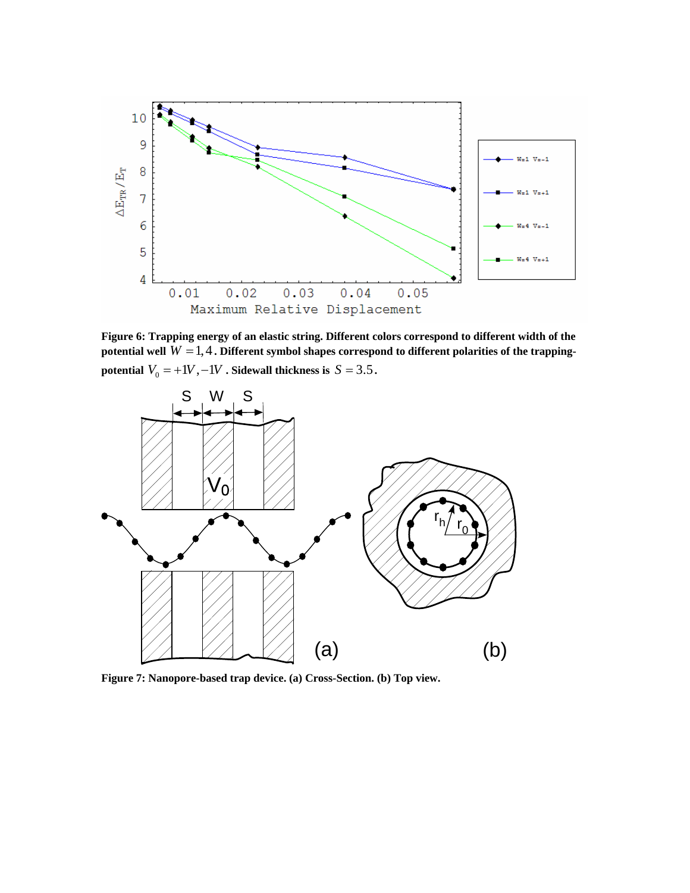**Figure 6: Trapping energy of an elastic string. Different colors correspond to different width of the potential well $W = 1, 4$. Different symbol shapes correspond to different polarities of the trapping-potential $V_0 = +1V, -1V$. Sidewall thickness is $S = 3.5$.**

**Figure 7: Nanopore-based trap device. (a) Cross-Section. (b) Top view.**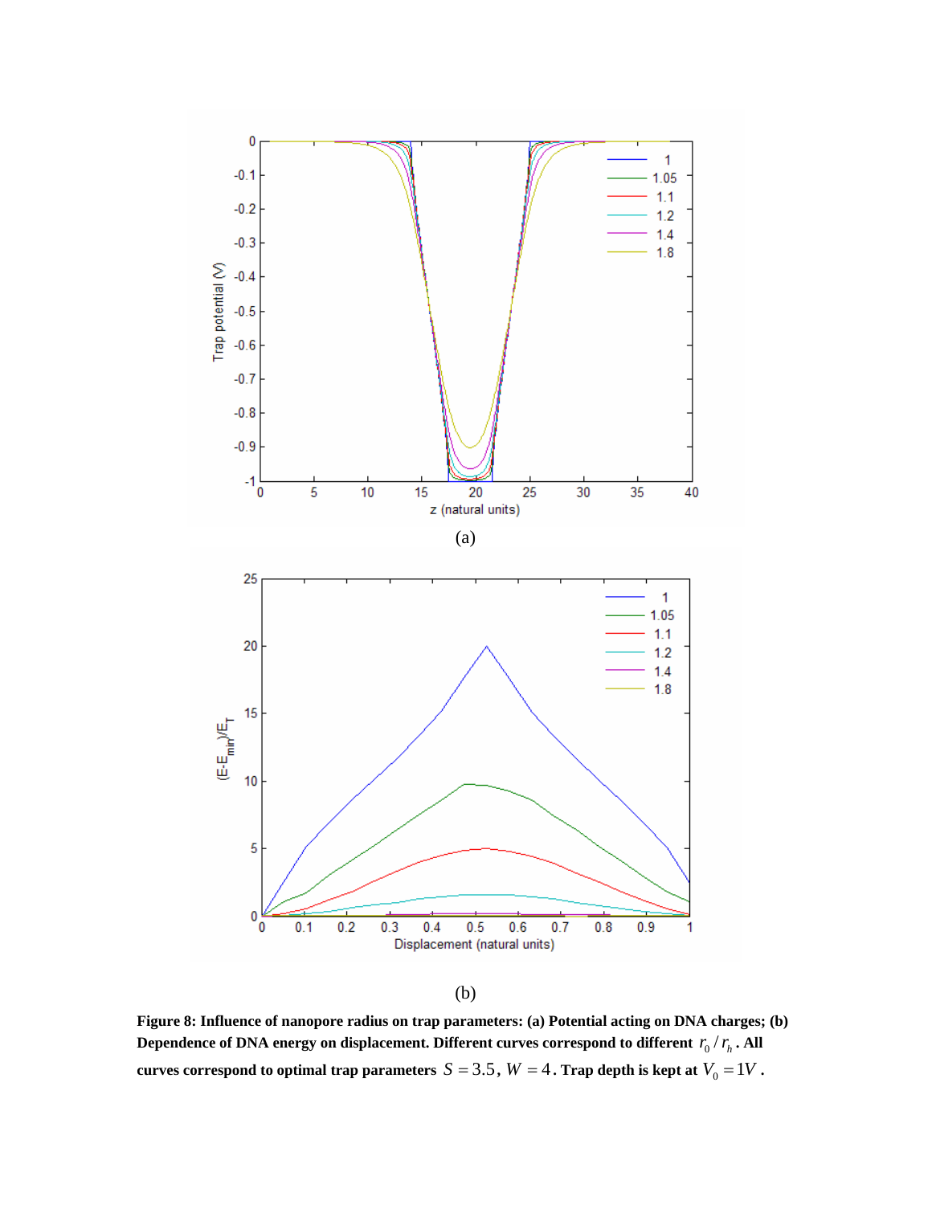(a)

(b)

**Figure 8: Influence of nanopore radius on trap parameters: (a) Potential acting on DNA charges; (b) Dependence of DNA energy on displacement. Different curves correspond to different $r_0 / r_h$. All curves correspond to optimal trap parameters $S = 3.5$, $W = 4$. Trap depth is kept at $V_0 = 1V$.**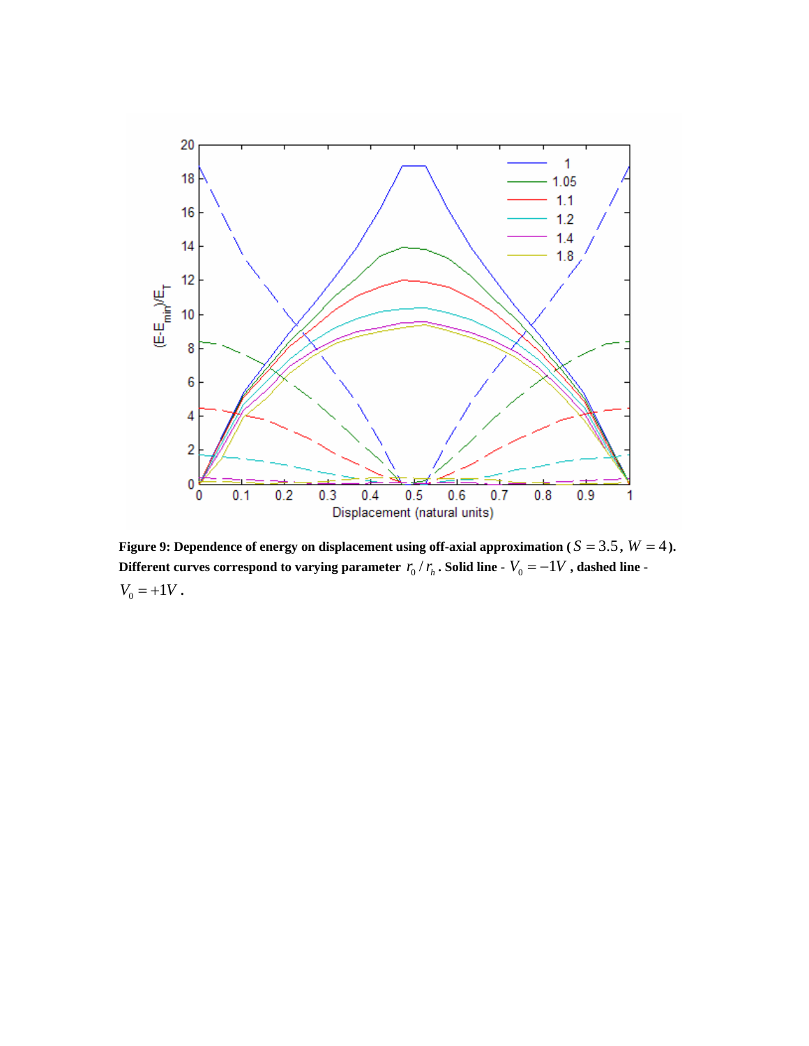**Figure 9: Dependence of energy on displacement using off-axial approximation ($S = 3.5$, $W = 4$). Different curves correspond to varying parameter $r_0 / r_h$. Solid line - $V_0 = -1V$, dashed line - $V_0 = +1V$.**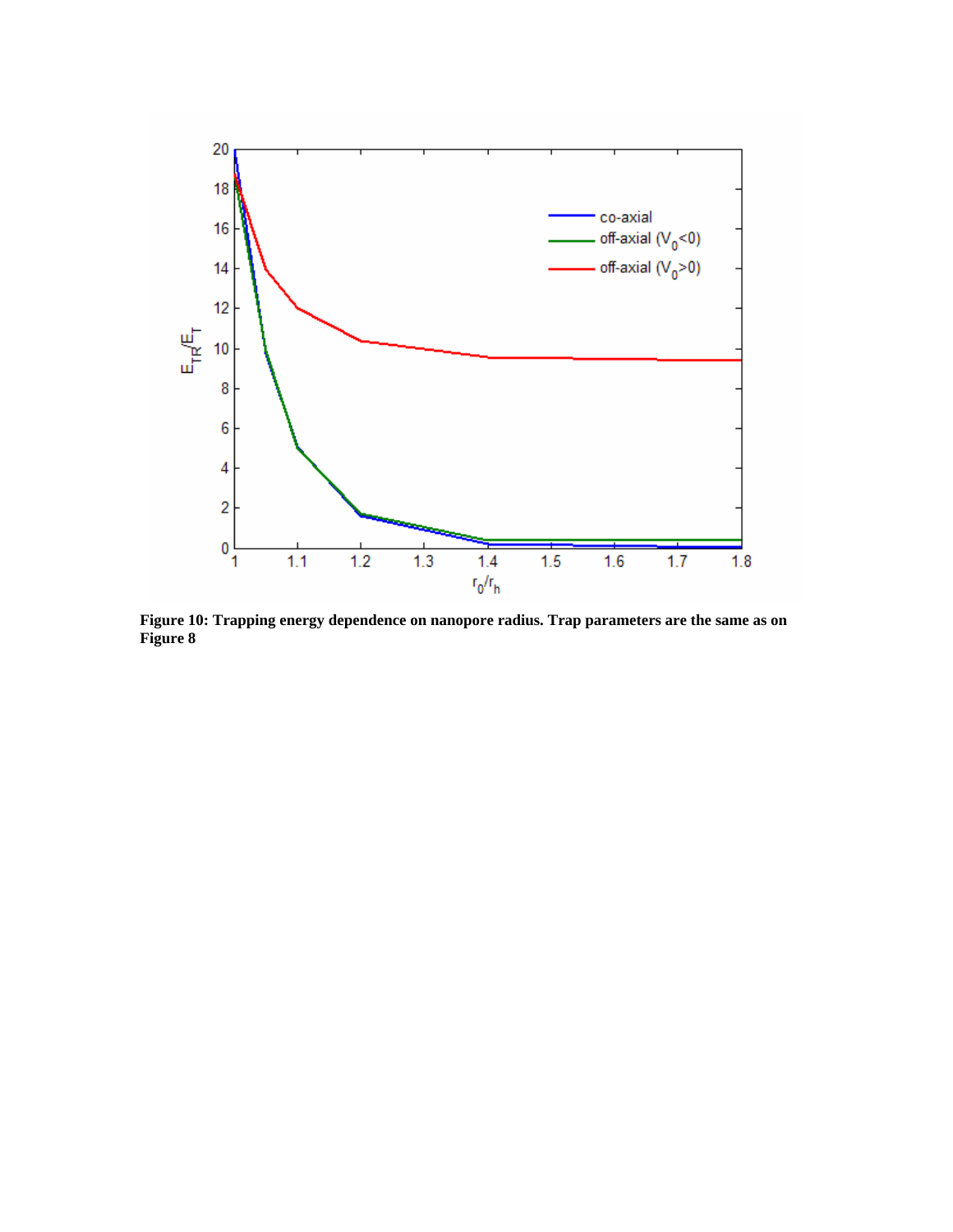**Figure 10: Trapping energy dependence on nanopore radius. Trap parameters are the same as on Figure 8**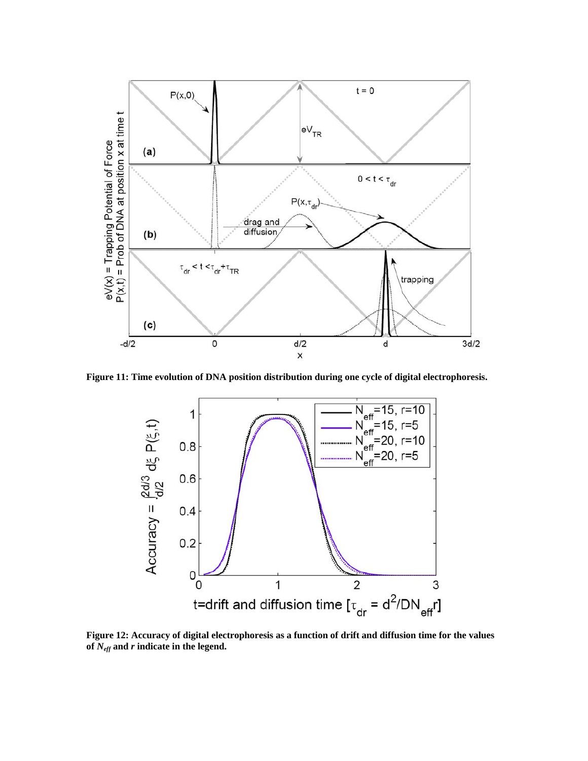eV(x) = Trapping Potential of Force
P(x,t) = Prob of DNA at position x at time t

P(x,0)

$eV_{TR}$

t = 0

(a)

$0 < t < \tau_{dr}$

$P(x,\tau_{dr})$

drag and diffusion

(b)

$\tau_{dr} < t < \tau_{dr}+\tau_{TR}$

trapping

(c)

-d/2 0 d/2 d 3d/2

x

**Figure 11: Time evolution of DNA position distribution during one cycle of digital electrophoresis.**

Accuracy = $\int_{d/2}^{2d/3} d\xi \, P(\xi,t)$

$N_{eff}$=15, r=10

$N_{eff}$=15, r=5

$N_{eff}$=20, r=10

$N_{eff}$=20, r=5

0 0.2 0.4 0.6 0.8 1

0 1 2 3

t=drift and diffusion time [$\tau_{dr} = d^2/DN_{eff}r$]

**Figure 12: Accuracy of digital electrophoresis as a function of drift and diffusion time for the values of $N_{eff}$ and $r$ indicate in the legend.**